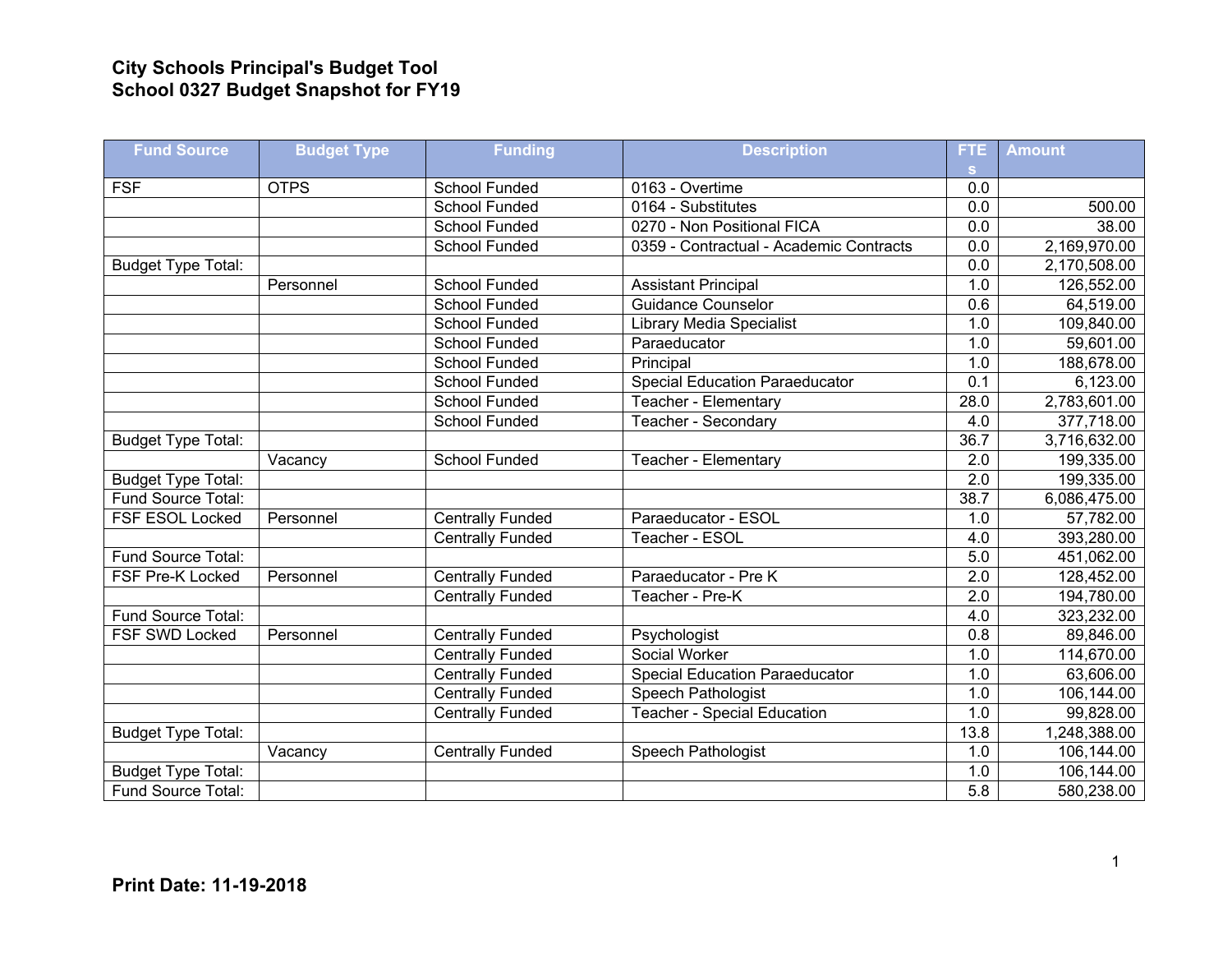# City Schools Principal's Budget Tool
# School 0327 Budget Snapshot for FY19

| Fund Source | Budget Type | Funding | Description | FTEs | Amount |
|---|---|---|---|---|---|
| FSF | OTPS | School Funded | 0163 - Overtime | 0.0 | |
| | | School Funded | 0164 - Substitutes | 0.0 | 500.00 |
| | | School Funded | 0270 - Non Positional FICA | 0.0 | 38.00 |
| | | School Funded | 0359 - Contractual - Academic Contracts | 0.0 | 2,169,970.00 |
| Budget Type Total: | | | | 0.0 | 2,170,508.00 |
| | Personnel | School Funded | Assistant Principal | 1.0 | 126,552.00 |
| | | School Funded | Guidance Counselor | 0.6 | 64,519.00 |
| | | School Funded | Library Media Specialist | 1.0 | 109,840.00 |
| | | School Funded | Paraeducator | 1.0 | 59,601.00 |
| | | School Funded | Principal | 1.0 | 188,678.00 |
| | | School Funded | Special Education Paraeducator | 0.1 | 6,123.00 |
| | | School Funded | Teacher - Elementary | 28.0 | 2,783,601.00 |
| | | School Funded | Teacher - Secondary | 4.0 | 377,718.00 |
| Budget Type Total: | | | | 36.7 | 3,716,632.00 |
| | Vacancy | School Funded | Teacher - Elementary | 2.0 | 199,335.00 |
| Budget Type Total: | | | | 2.0 | 199,335.00 |
| Fund Source Total: | | | | 38.7 | 6,086,475.00 |
| FSF ESOL Locked | Personnel | Centrally Funded | Paraeducator - ESOL | 1.0 | 57,782.00 |
| | | Centrally Funded | Teacher - ESOL | 4.0 | 393,280.00 |
| Fund Source Total: | | | | 5.0 | 451,062.00 |
| FSF Pre-K Locked | Personnel | Centrally Funded | Paraeducator - Pre K | 2.0 | 128,452.00 |
| | | Centrally Funded | Teacher - Pre-K | 2.0 | 194,780.00 |
| Fund Source Total: | | | | 4.0 | 323,232.00 |
| FSF SWD Locked | Personnel | Centrally Funded | Psychologist | 0.8 | 89,846.00 |
| | | Centrally Funded | Social Worker | 1.0 | 114,670.00 |
| | | Centrally Funded | Special Education Paraeducator | 1.0 | 63,606.00 |
| | | Centrally Funded | Speech Pathologist | 1.0 | 106,144.00 |
| | | Centrally Funded | Teacher - Special Education | 1.0 | 99,828.00 |
| Budget Type Total: | | | | 13.8 | 1,248,388.00 |
| | Vacancy | Centrally Funded | Speech Pathologist | 1.0 | 106,144.00 |
| Budget Type Total: | | | | 1.0 | 106,144.00 |
| Fund Source Total: | | | | 5.8 | 580,238.00 |

**Print Date: 11-19-2018**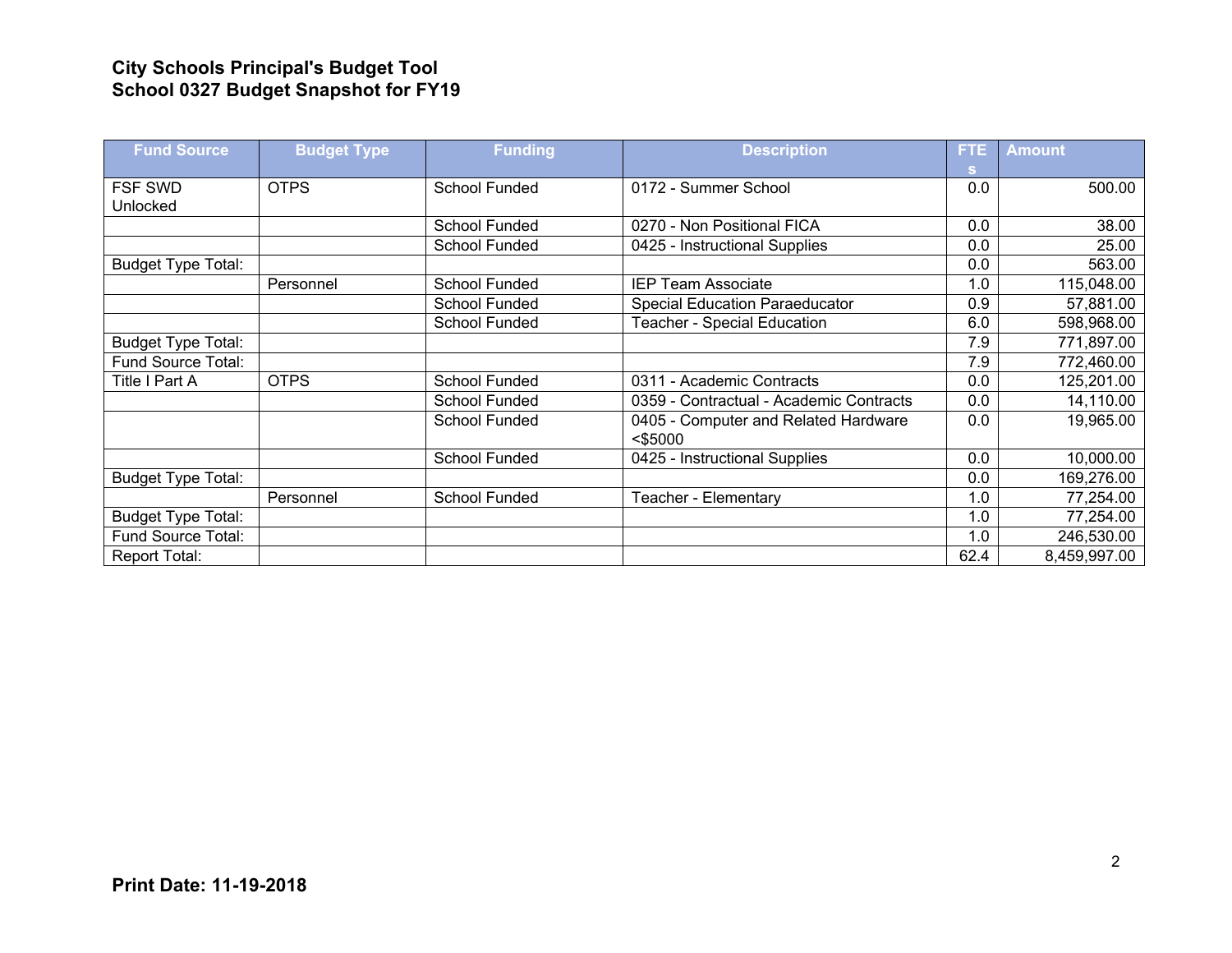**City Schools Principal's Budget Tool**
**School 0327 Budget Snapshot for FY19**

| Fund Source | Budget Type | Funding | Description | FTEs | Amount |
|---|---|---|---|---|---|
| FSF SWD Unlocked | OTPS | School Funded | 0172 - Summer School | 0.0 | 500.00 |
| | | School Funded | 0270 - Non Positional FICA | 0.0 | 38.00 |
| | | School Funded | 0425 - Instructional Supplies | 0.0 | 25.00 |
| Budget Type Total: | | | | 0.0 | 563.00 |
| | Personnel | School Funded | IEP Team Associate | 1.0 | 115,048.00 |
| | | School Funded | Special Education Paraeducator | 0.9 | 57,881.00 |
| | | School Funded | Teacher - Special Education | 6.0 | 598,968.00 |
| Budget Type Total: | | | | 7.9 | 771,897.00 |
| Fund Source Total: | | | | 7.9 | 772,460.00 |
| Title I Part A | OTPS | School Funded | 0311 - Academic Contracts | 0.0 | 125,201.00 |
| | | School Funded | 0359 - Contractual - Academic Contracts | 0.0 | 14,110.00 |
| | | School Funded | 0405 - Computer and Related Hardware <$5000 | 0.0 | 19,965.00 |
| | | School Funded | 0425 - Instructional Supplies | 0.0 | 10,000.00 |
| Budget Type Total: | | | | 0.0 | 169,276.00 |
| | Personnel | School Funded | Teacher - Elementary | 1.0 | 77,254.00 |
| Budget Type Total: | | | | 1.0 | 77,254.00 |
| Fund Source Total: | | | | 1.0 | 246,530.00 |
| Report Total: | | | | 62.4 | 8,459,997.00 |

**Print Date: 11-19-2018**